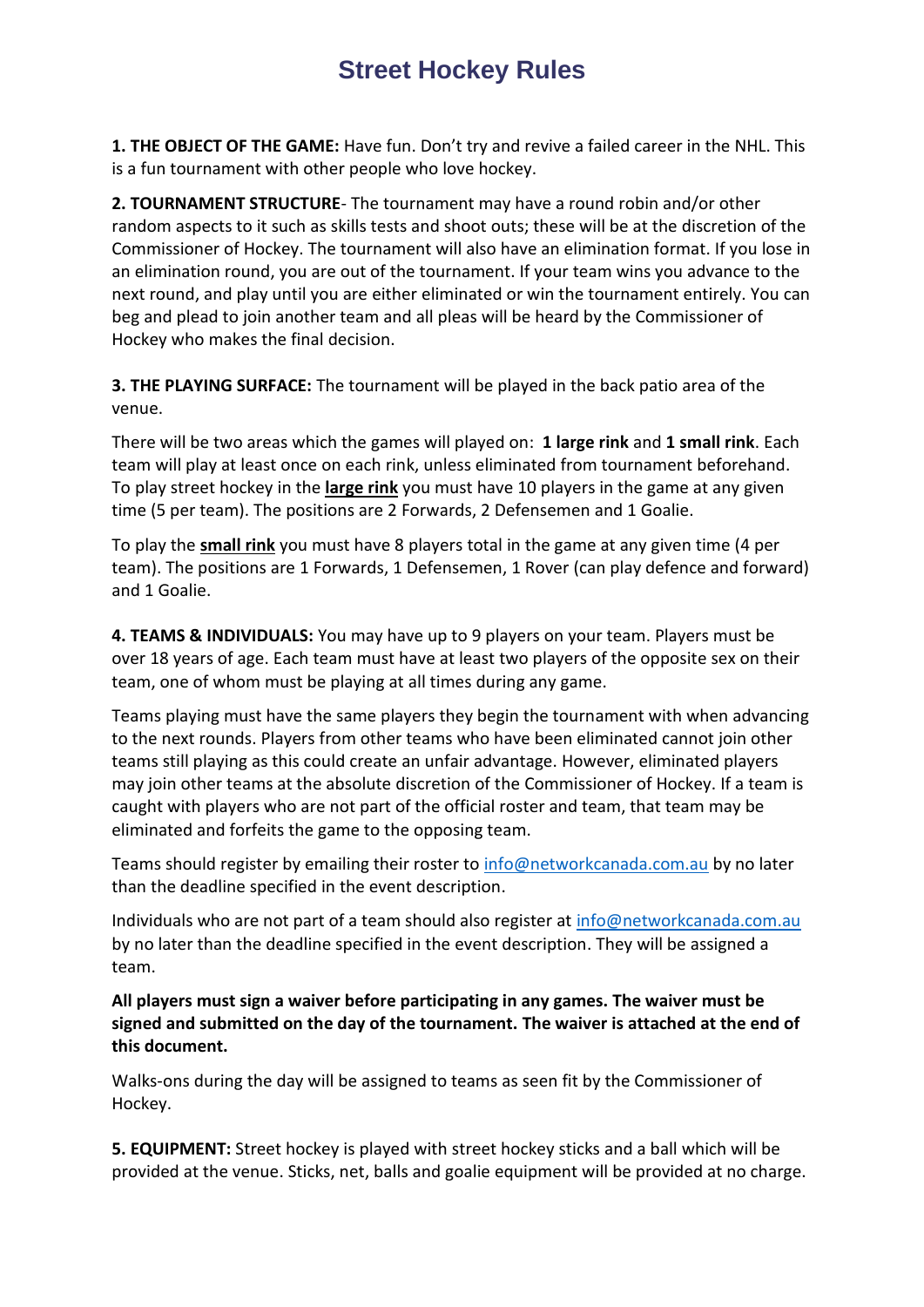# Street Hockey Rules

**1. THE OBJECT OF THE GAME:** Have fun. Don't try and revive a failed career in the NHL. This is a fun tournament with other people who love hockey.

**2. TOURNAMENT STRUCTURE**- The tournament may have a round robin and/or other random aspects to it such as skills tests and shoot outs; these will be at the discretion of the Commissioner of Hockey. The tournament will also have an elimination format. If you lose in an elimination round, you are out of the tournament. If your team wins you advance to the next round, and play until you are either eliminated or win the tournament entirely. You can beg and plead to join another team and all pleas will be heard by the Commissioner of Hockey who makes the final decision.

**3. THE PLAYING SURFACE:** The tournament will be played in the back patio area of the venue.

There will be two areas which the games will played on: **1 large rink** and **1 small rink**. Each team will play at least once on each rink, unless eliminated from tournament beforehand. To play street hockey in the **large rink** you must have 10 players in the game at any given time (5 per team). The positions are 2 Forwards, 2 Defensemen and 1 Goalie.

To play the **small rink** you must have 8 players total in the game at any given time (4 per team). The positions are 1 Forwards, 1 Defensemen, 1 Rover (can play defence and forward) and 1 Goalie.

**4. TEAMS & INDIVIDUALS:** You may have up to 9 players on your team. Players must be over 18 years of age. Each team must have at least two players of the opposite sex on their team, one of whom must be playing at all times during any game.

Teams playing must have the same players they begin the tournament with when advancing to the next rounds. Players from other teams who have been eliminated cannot join other teams still playing as this could create an unfair advantage. However, eliminated players may join other teams at the absolute discretion of the Commissioner of Hockey. If a team is caught with players who are not part of the official roster and team, that team may be eliminated and forfeits the game to the opposing team.

Teams should register by emailing their roster to info@networkcanada.com.au by no later than the deadline specified in the event description.

Individuals who are not part of a team should also register at info@networkcanada.com.au by no later than the deadline specified in the event description. They will be assigned a team.

**All players must sign a waiver before participating in any games. The waiver must be signed and submitted on the day of the tournament. The waiver is attached at the end of this document.**

Walks-ons during the day will be assigned to teams as seen fit by the Commissioner of Hockey.

**5. EQUIPMENT:** Street hockey is played with street hockey sticks and a ball which will be provided at the venue. Sticks, net, balls and goalie equipment will be provided at no charge.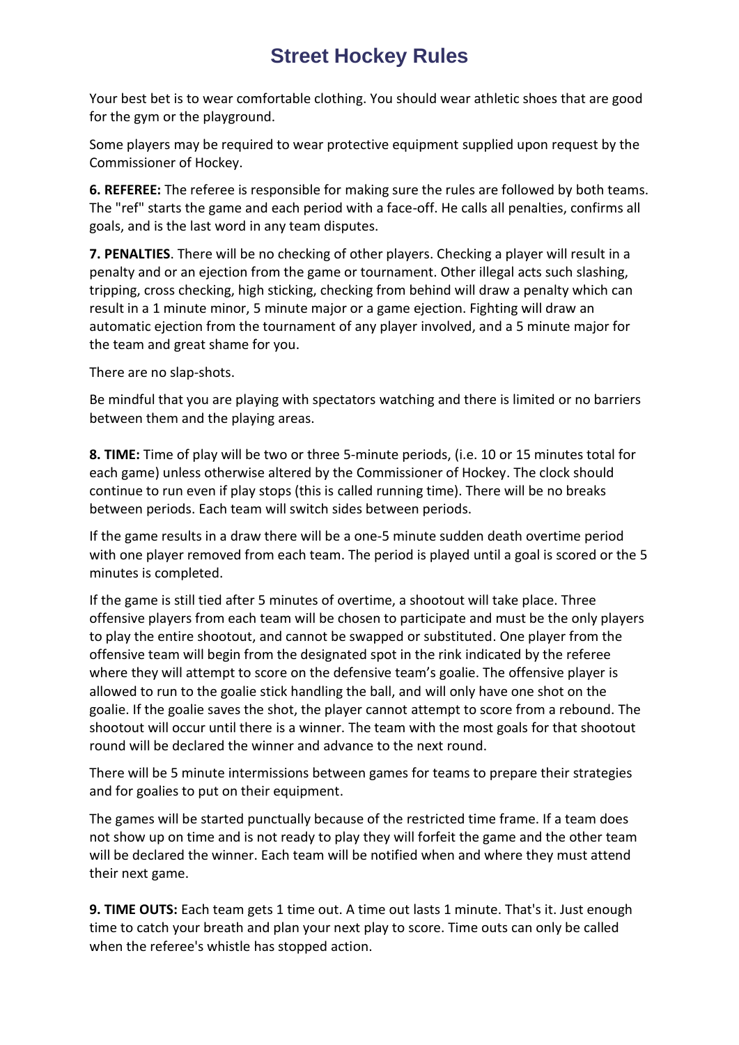# Street Hockey Rules

Your best bet is to wear comfortable clothing. You should wear athletic shoes that are good for the gym or the playground.

Some players may be required to wear protective equipment supplied upon request by the Commissioner of Hockey.

**6. REFEREE:** The referee is responsible for making sure the rules are followed by both teams. The "ref" starts the game and each period with a face-off. He calls all penalties, confirms all goals, and is the last word in any team disputes.

**7. PENALTIES**. There will be no checking of other players. Checking a player will result in a penalty and or an ejection from the game or tournament. Other illegal acts such slashing, tripping, cross checking, high sticking, checking from behind will draw a penalty which can result in a 1 minute minor, 5 minute major or a game ejection. Fighting will draw an automatic ejection from the tournament of any player involved, and a 5 minute major for the team and great shame for you.

There are no slap-shots.

Be mindful that you are playing with spectators watching and there is limited or no barriers between them and the playing areas.

**8. TIME:** Time of play will be two or three 5-minute periods, (i.e. 10 or 15 minutes total for each game) unless otherwise altered by the Commissioner of Hockey. The clock should continue to run even if play stops (this is called running time). There will be no breaks between periods. Each team will switch sides between periods.

If the game results in a draw there will be a one-5 minute sudden death overtime period with one player removed from each team. The period is played until a goal is scored or the 5 minutes is completed.

If the game is still tied after 5 minutes of overtime, a shootout will take place. Three offensive players from each team will be chosen to participate and must be the only players to play the entire shootout, and cannot be swapped or substituted. One player from the offensive team will begin from the designated spot in the rink indicated by the referee where they will attempt to score on the defensive team's goalie. The offensive player is allowed to run to the goalie stick handling the ball, and will only have one shot on the goalie. If the goalie saves the shot, the player cannot attempt to score from a rebound. The shootout will occur until there is a winner. The team with the most goals for that shootout round will be declared the winner and advance to the next round.

There will be 5 minute intermissions between games for teams to prepare their strategies and for goalies to put on their equipment.

The games will be started punctually because of the restricted time frame. If a team does not show up on time and is not ready to play they will forfeit the game and the other team will be declared the winner. Each team will be notified when and where they must attend their next game.

**9. TIME OUTS:** Each team gets 1 time out. A time out lasts 1 minute. That's it. Just enough time to catch your breath and plan your next play to score. Time outs can only be called when the referee's whistle has stopped action.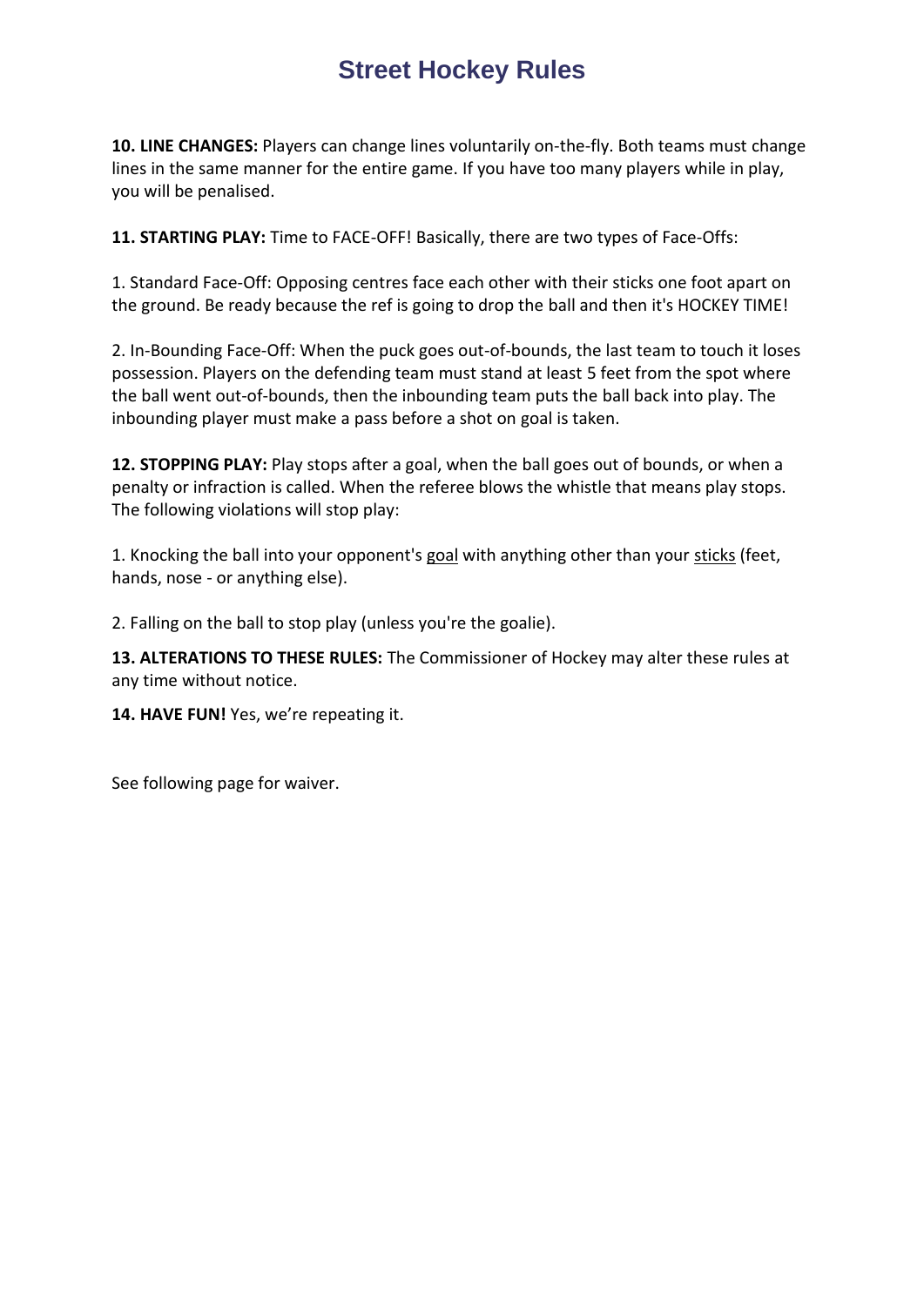# Street Hockey Rules

**10. LINE CHANGES:** Players can change lines voluntarily on-the-fly. Both teams must change lines in the same manner for the entire game. If you have too many players while in play, you will be penalised.

**11. STARTING PLAY:** Time to FACE-OFF! Basically, there are two types of Face-Offs:

1. Standard Face-Off: Opposing centres face each other with their sticks one foot apart on the ground. Be ready because the ref is going to drop the ball and then it's HOCKEY TIME!

2. In-Bounding Face-Off: When the puck goes out-of-bounds, the last team to touch it loses possession. Players on the defending team must stand at least 5 feet from the spot where the ball went out-of-bounds, then the inbounding team puts the ball back into play. The inbounding player must make a pass before a shot on goal is taken.

**12. STOPPING PLAY:** Play stops after a goal, when the ball goes out of bounds, or when a penalty or infraction is called. When the referee blows the whistle that means play stops. The following violations will stop play:

1. Knocking the ball into your opponent's <u>goal</u> with anything other than your <u>sticks</u> (feet, hands, nose - or anything else).

2. Falling on the ball to stop play (unless you're the goalie).

**13. ALTERATIONS TO THESE RULES:** The Commissioner of Hockey may alter these rules at any time without notice.

**14. HAVE FUN!** Yes, we're repeating it.

See following page for waiver.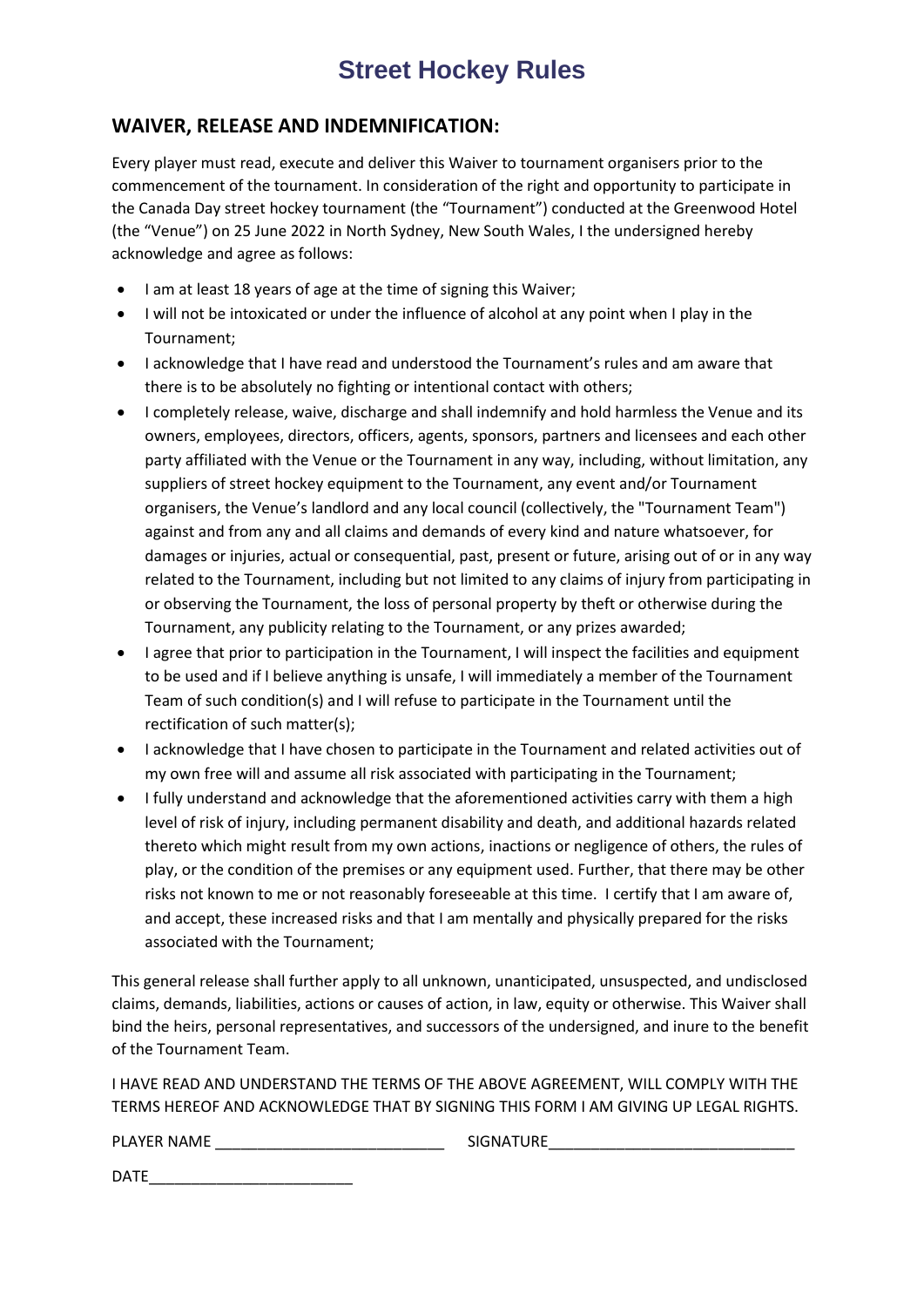# Street Hockey Rules

## WAIVER, RELEASE AND INDEMNIFICATION:

Every player must read, execute and deliver this Waiver to tournament organisers prior to the commencement of the tournament. In consideration of the right and opportunity to participate in the Canada Day street hockey tournament (the "Tournament") conducted at the Greenwood Hotel (the "Venue") on 25 June 2022 in North Sydney, New South Wales, I the undersigned hereby acknowledge and agree as follows:

- I am at least 18 years of age at the time of signing this Waiver;
- I will not be intoxicated or under the influence of alcohol at any point when I play in the Tournament;
- I acknowledge that I have read and understood the Tournament's rules and am aware that there is to be absolutely no fighting or intentional contact with others;
- I completely release, waive, discharge and shall indemnify and hold harmless the Venue and its owners, employees, directors, officers, agents, sponsors, partners and licensees and each other party affiliated with the Venue or the Tournament in any way, including, without limitation, any suppliers of street hockey equipment to the Tournament, any event and/or Tournament organisers, the Venue's landlord and any local council (collectively, the "Tournament Team") against and from any and all claims and demands of every kind and nature whatsoever, for damages or injuries, actual or consequential, past, present or future, arising out of or in any way related to the Tournament, including but not limited to any claims of injury from participating in or observing the Tournament, the loss of personal property by theft or otherwise during the Tournament, any publicity relating to the Tournament, or any prizes awarded;
- I agree that prior to participation in the Tournament, I will inspect the facilities and equipment to be used and if I believe anything is unsafe, I will immediately a member of the Tournament Team of such condition(s) and I will refuse to participate in the Tournament until the rectification of such matter(s);
- I acknowledge that I have chosen to participate in the Tournament and related activities out of my own free will and assume all risk associated with participating in the Tournament;
- I fully understand and acknowledge that the aforementioned activities carry with them a high level of risk of injury, including permanent disability and death, and additional hazards related thereto which might result from my own actions, inactions or negligence of others, the rules of play, or the condition of the premises or any equipment used. Further, that there may be other risks not known to me or not reasonably foreseeable at this time. I certify that I am aware of, and accept, these increased risks and that I am mentally and physically prepared for the risks associated with the Tournament;

This general release shall further apply to all unknown, unanticipated, unsuspected, and undisclosed claims, demands, liabilities, actions or causes of action, in law, equity or otherwise. This Waiver shall bind the heirs, personal representatives, and successors of the undersigned, and inure to the benefit of the Tournament Team.

I HAVE READ AND UNDERSTAND THE TERMS OF THE ABOVE AGREEMENT, WILL COMPLY WITH THE TERMS HEREOF AND ACKNOWLEDGE THAT BY SIGNING THIS FORM I AM GIVING UP LEGAL RIGHTS.

PLAYER NAME ___________________________ SIGNATURE_____________________________

DATE________________________